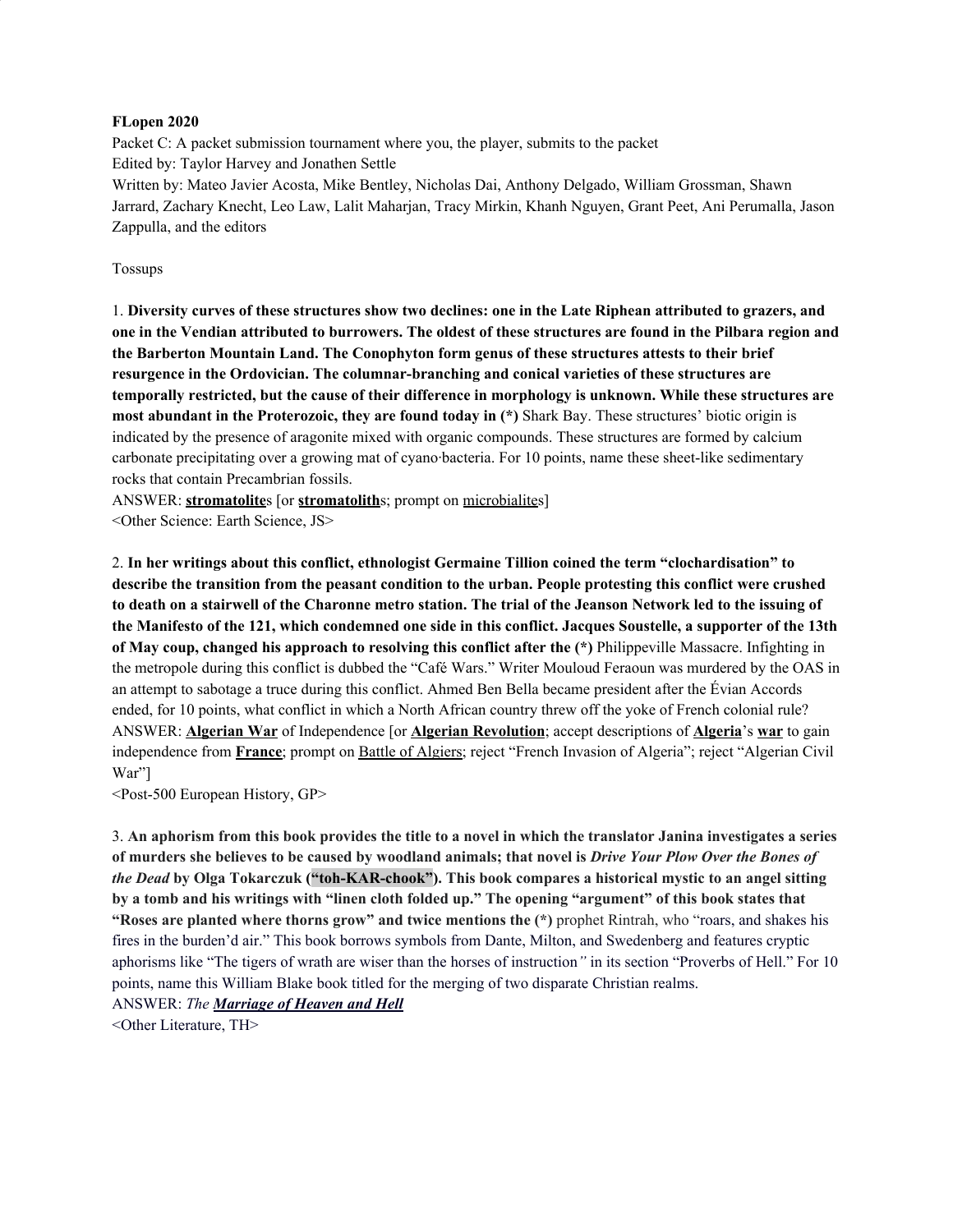**FLopen 2020**
Packet C: A packet submission tournament where you, the player, submits to the packet
Edited by: Taylor Harvey and Jonathen Settle
Written by: Mateo Javier Acosta, Mike Bentley, Nicholas Dai, Anthony Delgado, William Grossman, Shawn Jarrard, Zachary Knecht, Leo Law, Lalit Maharjan, Tracy Mirkin, Khanh Nguyen, Grant Peet, Ani Perumalla, Jason Zappulla, and the editors

Tossups

1. **Diversity curves of these structures show two declines: one in the Late Riphean attributed to grazers, and one in the Vendian attributed to burrowers. The oldest of these structures are found in the Pilbara region and the Barberton Mountain Land. The Conophyton form genus of these structures attests to their brief resurgence in the Ordovician. The columnar-branching and conical varieties of these structures are temporally restricted, but the cause of their difference in morphology is unknown. While these structures are most abundant in the Proterozoic, they are found today in (*)** Shark Bay. These structures' biotic origin is indicated by the presence of aragonite mixed with organic compounds. These structures are formed by calcium carbonate precipitating over a growing mat of cyano·bacteria. For 10 points, name these sheet-like sedimentary rocks that contain Precambrian fossils.
ANSWER: **stromatolite**s [or **stromatolith**s; prompt on microbialites]
<Other Science: Earth Science, JS>

2. **In her writings about this conflict, ethnologist Germaine Tillion coined the term "clochardisation" to describe the transition from the peasant condition to the urban. People protesting this conflict were crushed to death on a stairwell of the Charonne metro station. The trial of the Jeanson Network led to the issuing of the Manifesto of the 121, which condemned one side in this conflict. Jacques Soustelle, a supporter of the 13th of May coup, changed his approach to resolving this conflict after the (*)** Philippeville Massacre. Infighting in the metropole during this conflict is dubbed the "Café Wars." Writer Mouloud Feraoun was murdered by the OAS in an attempt to sabotage a truce during this conflict. Ahmed Ben Bella became president after the Évian Accords ended, for 10 points, what conflict in which a North African country threw off the yoke of French colonial rule?
ANSWER: **Algerian War** of Independence [or **Algerian Revolution**; accept descriptions of **Algeria**'s **war** to gain independence from **France**; prompt on Battle of Algiers; reject "French Invasion of Algeria"; reject "Algerian Civil War"]
<Post-500 European History, GP>

3. **An aphorism from this book provides the title to a novel in which the translator Janina investigates a series of murders she believes to be caused by woodland animals; that novel is *Drive Your Plow Over the Bones of the Dead* by Olga Tokarczuk ("toh-KAR-chook"). This book compares a historical mystic to an angel sitting by a tomb and his writings with "linen cloth folded up." The opening "argument" of this book states that "Roses are planted where thorns grow" and twice mentions the (*)** prophet Rintrah, who "roars, and shakes his fires in the burden'd air." This book borrows symbols from Dante, Milton, and Swedenberg and features cryptic aphorisms like "The tigers of wrath are wiser than the horses of instruction" in its section "Proverbs of Hell." For 10 points, name this William Blake book titled for the merging of two disparate Christian realms.
ANSWER: *The **Marriage of Heaven and Hell***
<Other Literature, TH>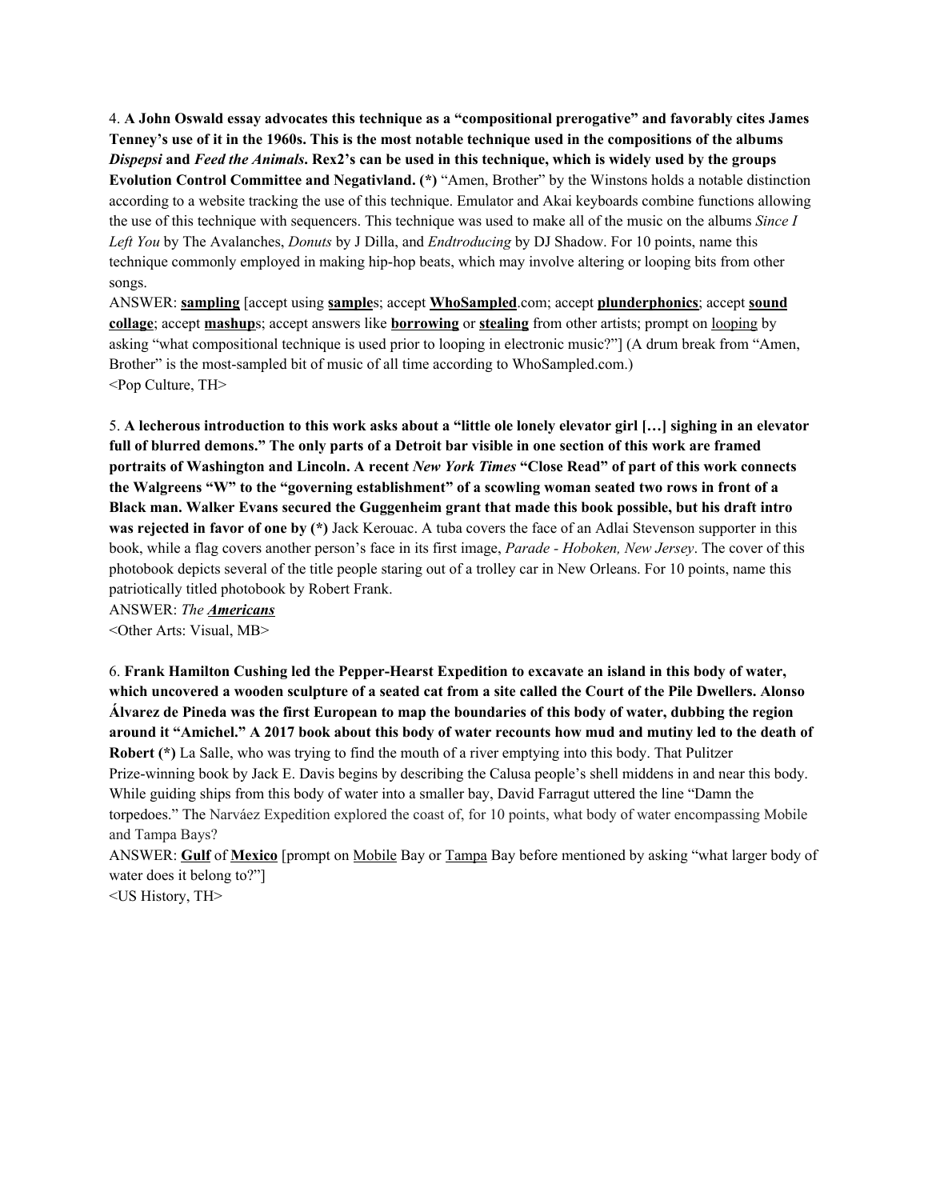4. **A John Oswald essay advocates this technique as a "compositional prerogative" and favorably cites James Tenney's use of it in the 1960s. This is the most notable technique used in the compositions of the albums *Dispepsi* and *Feed the Animals*. Rex2's can be used in this technique, which is widely used by the groups Evolution Control Committee and Negativland. (*)** "Amen, Brother" by the Winstons holds a notable distinction according to a website tracking the use of this technique. Emulator and Akai keyboards combine functions allowing the use of this technique with sequencers. This technique was used to make all of the music on the albums *Since I Left You* by The Avalanches, *Donuts* by J Dilla, and *Endtroducing* by DJ Shadow. For 10 points, name this technique commonly employed in making hip-hop beats, which may involve altering or looping bits from other songs.

ANSWER: **sampling** [accept using **sample**s; accept **WhoSampled**.com; accept **plunderphonics**; accept **sound collage**; accept **mashup**s; accept answers like **borrowing** or **stealing** from other artists; prompt on looping by asking "what compositional technique is used prior to looping in electronic music?"] (A drum break from "Amen, Brother" is the most-sampled bit of music of all time according to WhoSampled.com.)

<Pop Culture, TH>

5. **A lecherous introduction to this work asks about a "little ole lonely elevator girl […] sighing in an elevator full of blurred demons." The only parts of a Detroit bar visible in one section of this work are framed portraits of Washington and Lincoln. A recent *New York Times* "Close Read" of part of this work connects the Walgreens "W" to the "governing establishment" of a scowling woman seated two rows in front of a Black man. Walker Evans secured the Guggenheim grant that made this book possible, but his draft intro was rejected in favor of one by (*)** Jack Kerouac. A tuba covers the face of an Adlai Stevenson supporter in this book, while a flag covers another person's face in its first image, *Parade - Hoboken, New Jersey*. The cover of this photobook depicts several of the title people staring out of a trolley car in New Orleans. For 10 points, name this patriotically titled photobook by Robert Frank.

ANSWER: *The **Americans***

<Other Arts: Visual, MB>

6. **Frank Hamilton Cushing led the Pepper-Hearst Expedition to excavate an island in this body of water, which uncovered a wooden sculpture of a seated cat from a site called the Court of the Pile Dwellers. Alonso Álvarez de Pineda was the first European to map the boundaries of this body of water, dubbing the region around it "Amichel." A 2017 book about this body of water recounts how mud and mutiny led to the death of Robert (*)** La Salle, who was trying to find the mouth of a river emptying into this body. That Pulitzer Prize-winning book by Jack E. Davis begins by describing the Calusa people's shell middens in and near this body. While guiding ships from this body of water into a smaller bay, David Farragut uttered the line "Damn the torpedoes." The Narváez Expedition explored the coast of, for 10 points, what body of water encompassing Mobile and Tampa Bays?

ANSWER: **Gulf** of **Mexico** [prompt on Mobile Bay or Tampa Bay before mentioned by asking "what larger body of water does it belong to?"]

<US History, TH>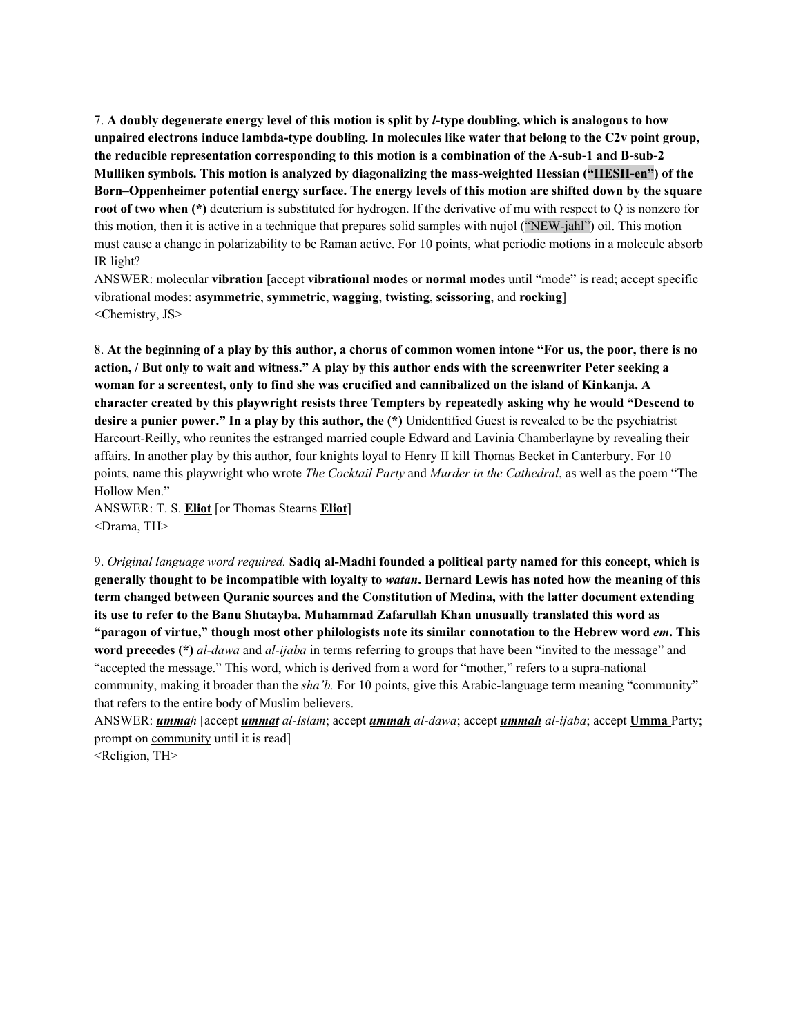7. **A doubly degenerate energy level of this motion is split by *l*-type doubling, which is analogous to how unpaired electrons induce lambda-type doubling. In molecules like water that belong to the C2v point group, the reducible representation corresponding to this motion is a combination of the A-sub-1 and B-sub-2 Mulliken symbols. This motion is analyzed by diagonalizing the mass-weighted Hessian ("HESH-en") of the Born–Oppenheimer potential energy surface. The energy levels of this motion are shifted down by the square root of two when (*)** deuterium is substituted for hydrogen. If the derivative of mu with respect to Q is nonzero for this motion, then it is active in a technique that prepares solid samples with nujol ("NEW-jahl") oil. This motion must cause a change in polarizability to be Raman active. For 10 points, what periodic motions in a molecule absorb IR light?

ANSWER: molecular **vibration** [accept **vibrational mode**s or **normal mode**s until "mode" is read; accept specific vibrational modes: **asymmetric**, **symmetric**, **wagging**, **twisting**, **scissoring**, and **rocking**]

<Chemistry, JS>

8. **At the beginning of a play by this author, a chorus of common women intone "For us, the poor, there is no action, / But only to wait and witness." A play by this author ends with the screenwriter Peter seeking a woman for a screentest, only to find she was crucified and cannibalized on the island of Kinkanja. A character created by this playwright resists three Tempters by repeatedly asking why he would "Descend to desire a punier power." In a play by this author, the (*)** Unidentified Guest is revealed to be the psychiatrist Harcourt-Reilly, who reunites the estranged married couple Edward and Lavinia Chamberlayne by revealing their affairs. In another play by this author, four knights loyal to Henry II kill Thomas Becket in Canterbury. For 10 points, name this playwright who wrote *The Cocktail Party* and *Murder in the Cathedral*, as well as the poem "The Hollow Men."

ANSWER: T. S. **Eliot** [or Thomas Stearns **Eliot**]

<Drama, TH>

9. *Original language word required.* **Sadiq al-Madhi founded a political party named for this concept, which is generally thought to be incompatible with loyalty to *watan*. Bernard Lewis has noted how the meaning of this term changed between Quranic sources and the Constitution of Medina, with the latter document extending its use to refer to the Banu Shutayba. Muhammad Zafarullah Khan unusually translated this word as "paragon of virtue," though most other philologists note its similar connotation to the Hebrew word *em*. This word precedes (*)** *al-dawa* and *al-ijaba* in terms referring to groups that have been "invited to the message" and "accepted the message." This word, which is derived from a word for "mother," refers to a supra-national community, making it broader than the *sha'b.* For 10 points, give this Arabic-language term meaning "community" that refers to the entire body of Muslim believers.

ANSWER: ***umma****h* [accept ***ummat*** *al-Islam*; accept ***ummah*** *al-dawa*; accept ***ummah*** *al-ijaba*; accept **Umma** Party; prompt on community until it is read]

<Religion, TH>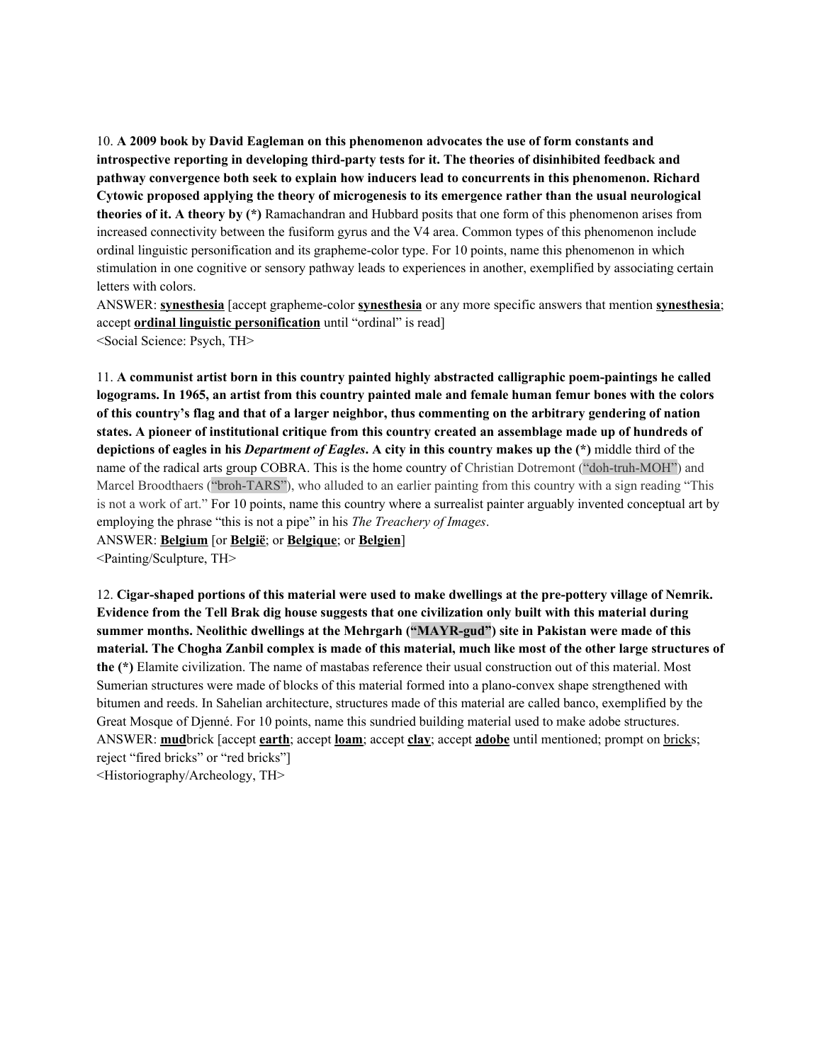10. **A 2009 book by David Eagleman on this phenomenon advocates the use of form constants and introspective reporting in developing third-party tests for it. The theories of disinhibited feedback and pathway convergence both seek to explain how inducers lead to concurrents in this phenomenon. Richard Cytowic proposed applying the theory of microgenesis to its emergence rather than the usual neurological theories of it. A theory by (*)** Ramachandran and Hubbard posits that one form of this phenomenon arises from increased connectivity between the fusiform gyrus and the V4 area. Common types of this phenomenon include ordinal linguistic personification and its grapheme-color type. For 10 points, name this phenomenon in which stimulation in one cognitive or sensory pathway leads to experiences in another, exemplified by associating certain letters with colors.

ANSWER: **synesthesia** [accept grapheme-color **synesthesia** or any more specific answers that mention **synesthesia**; accept **ordinal linguistic personification** until "ordinal" is read]

<Social Science: Psych, TH>

11. **A communist artist born in this country painted highly abstracted calligraphic poem-paintings he called logograms. In 1965, an artist from this country painted male and female human femur bones with the colors of this country's flag and that of a larger neighbor, thus commenting on the arbitrary gendering of nation states. A pioneer of institutional critique from this country created an assemblage made up of hundreds of depictions of eagles in his *Department of Eagles*. A city in this country makes up the (*)** middle third of the name of the radical arts group COBRA. This is the home country of Christian Dotremont ("doh-truh-MOH") and Marcel Broodthaers ("broh-TARS"), who alluded to an earlier painting from this country with a sign reading "This is not a work of art." For 10 points, name this country where a surrealist painter arguably invented conceptual art by employing the phrase "this is not a pipe" in his *The Treachery of Images*.

ANSWER: **Belgium** [or **België**; or **Belgique**; or **Belgien**]

<Painting/Sculpture, TH>

12. **Cigar-shaped portions of this material were used to make dwellings at the pre-pottery village of Nemrik. Evidence from the Tell Brak dig house suggests that one civilization only built with this material during summer months. Neolithic dwellings at the Mehrgarh ("MAYR-gud") site in Pakistan were made of this material. The Chogha Zanbil complex is made of this material, much like most of the other large structures of the (*)** Elamite civilization. The name of mastabas reference their usual construction out of this material. Most Sumerian structures were made of blocks of this material formed into a plano-convex shape strengthened with bitumen and reeds. In Sahelian architecture, structures made of this material are called banco, exemplified by the Great Mosque of Djenné. For 10 points, name this sundried building material used to make adobe structures.

ANSWER: **mud**brick [accept **earth**; accept **loam**; accept **clay**; accept **adobe** until mentioned; prompt on bricks; reject "fired bricks" or "red bricks"]

<Historiography/Archeology, TH>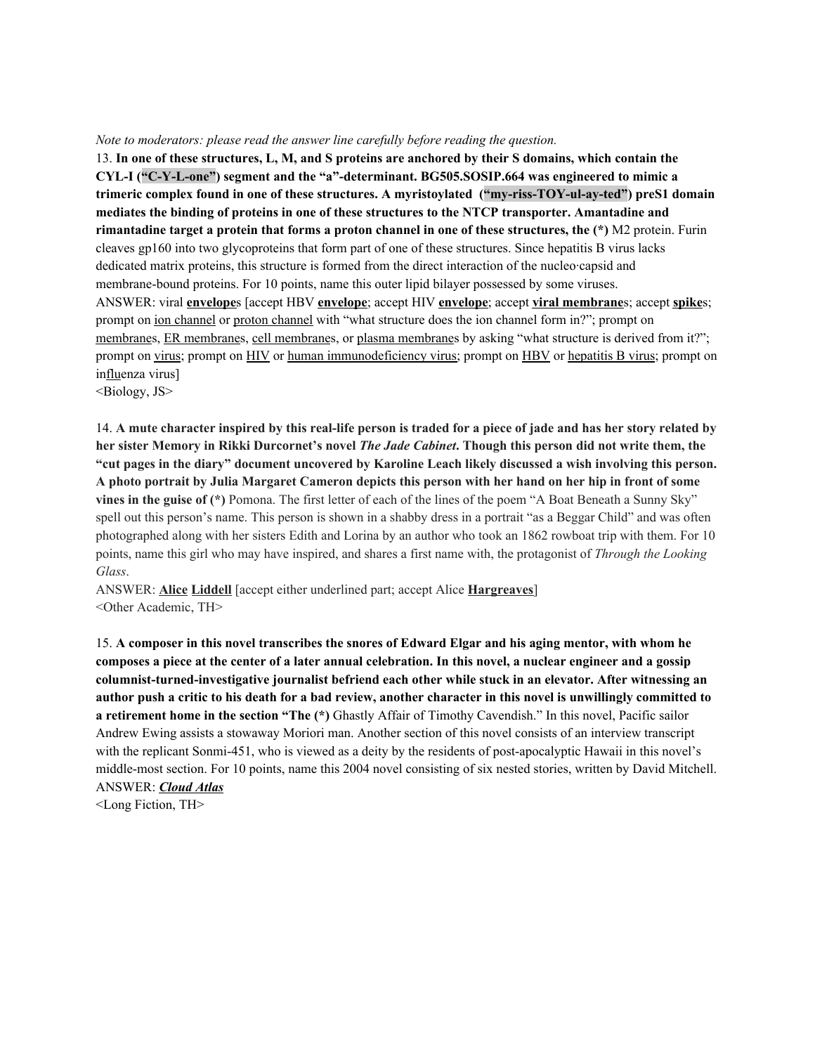*Note to moderators: please read the answer line carefully before reading the question.*

13. **In one of these structures, L, M, and S proteins are anchored by their S domains, which contain the CYL-I ("C-Y-L-one") segment and the "a"-determinant. BG505.SOSIP.664 was engineered to mimic a trimeric complex found in one of these structures. A myristoylated ("my-riss-TOY-ul-ay-ted") preS1 domain mediates the binding of proteins in one of these structures to the NTCP transporter. Amantadine and rimantadine target a protein that forms a proton channel in one of these structures, the (\*)** M2 protein. Furin cleaves gp160 into two glycoproteins that form part of one of these structures. Since hepatitis B virus lacks dedicated matrix proteins, this structure is formed from the direct interaction of the nucleo·capsid and membrane-bound proteins. For 10 points, name this outer lipid bilayer possessed by some viruses.

ANSWER: viral **envelope**s [accept HBV **envelope**; accept HIV **envelope**; accept **viral membrane**s; accept **spike**s; prompt on ion channel or proton channel with "what structure does the ion channel form in?"; prompt on membranes, ER membranes, cell membranes, or plasma membranes by asking "what structure is derived from it?"; prompt on virus; prompt on HIV or human immunodeficiency virus; prompt on HBV or hepatitis B virus; prompt on influenza virus]

<Biology, JS>

14. **A mute character inspired by this real-life person is traded for a piece of jade and has her story related by her sister Memory in Rikki Durcornet's novel *The Jade Cabinet*. Though this person did not write them, the "cut pages in the diary" document uncovered by Karoline Leach likely discussed a wish involving this person. A photo portrait by Julia Margaret Cameron depicts this person with her hand on her hip in front of some vines in the guise of (\*)** Pomona. The first letter of each of the lines of the poem "A Boat Beneath a Sunny Sky" spell out this person's name. This person is shown in a shabby dress in a portrait "as a Beggar Child" and was often photographed along with her sisters Edith and Lorina by an author who took an 1862 rowboat trip with them. For 10 points, name this girl who may have inspired, and shares a first name with, the protagonist of *Through the Looking Glass*.

ANSWER: **Alice** **Liddell** [accept either underlined part; accept Alice **Hargreaves**]

<Other Academic, TH>

15. **A composer in this novel transcribes the snores of Edward Elgar and his aging mentor, with whom he composes a piece at the center of a later annual celebration. In this novel, a nuclear engineer and a gossip columnist-turned-investigative journalist befriend each other while stuck in an elevator. After witnessing an author push a critic to his death for a bad review, another character in this novel is unwillingly committed to a retirement home in the section "The (\*)** Ghastly Affair of Timothy Cavendish." In this novel, Pacific sailor Andrew Ewing assists a stowaway Moriori man. Another section of this novel consists of an interview transcript with the replicant Sonmi-451, who is viewed as a deity by the residents of post-apocalyptic Hawaii in this novel's middle-most section. For 10 points, name this 2004 novel consisting of six nested stories, written by David Mitchell.

ANSWER: ***Cloud Atlas***

<Long Fiction, TH>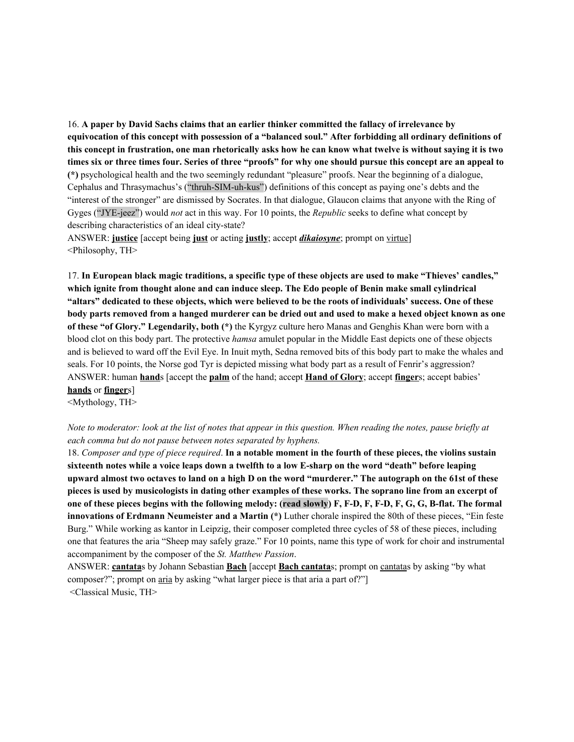16. **A paper by David Sachs claims that an earlier thinker committed the fallacy of irrelevance by equivocation of this concept with possession of a "balanced soul." After forbidding all ordinary definitions of this concept in frustration, one man rhetorically asks how he can know what twelve is without saying it is two times six or three times four. Series of three "proofs" for why one should pursue this concept are an appeal to (\*)** psychological health and the two seemingly redundant "pleasure" proofs. Near the beginning of a dialogue, Cephalus and Thrasymachus's ("thruh-SIM-uh-kus") definitions of this concept as paying one's debts and the "interest of the stronger" are dismissed by Socrates. In that dialogue, Glaucon claims that anyone with the Ring of Gyges ("JYE-jeez") would *not* act in this way. For 10 points, the *Republic* seeks to define what concept by describing characteristics of an ideal city-state?

ANSWER: **justice** [accept being **just** or acting **justly**; accept ***dikaiosyne***; prompt on virtue]

<Philosophy, TH>

17. **In European black magic traditions, a specific type of these objects are used to make "Thieves' candles," which ignite from thought alone and can induce sleep. The Edo people of Benin make small cylindrical "altars" dedicated to these objects, which were believed to be the roots of individuals' success. One of these body parts removed from a hanged murderer can be dried out and used to make a hexed object known as one of these "of Glory." Legendarily, both (\*)** the Kyrgyz culture hero Manas and Genghis Khan were born with a blood clot on this body part. The protective *hamsa* amulet popular in the Middle East depicts one of these objects and is believed to ward off the Evil Eye. In Inuit myth, Sedna removed bits of this body part to make the whales and seals. For 10 points, the Norse god Tyr is depicted missing what body part as a result of Fenrir's aggression?

ANSWER: human **hand**s [accept the **palm** of the hand; accept **Hand of Glory**; accept **finger**s; accept babies' **hands** or **finger**s]

<Mythology, TH>

*Note to moderator: look at the list of notes that appear in this question. When reading the notes, pause briefly at each comma but do not pause between notes separated by hyphens.*

18. *Composer and type of piece required*. **In a notable moment in the fourth of these pieces, the violins sustain sixteenth notes while a voice leaps down a twelfth to a low E-sharp on the word "death" before leaping upward almost two octaves to land on a high D on the word "murderer." The autograph on the 61st of these pieces is used by musicologists in dating other examples of these works. The soprano line from an excerpt of one of these pieces begins with the following melody: (read slowly) F, F-D, F, F-D, F, G, G, B-flat. The formal innovations of Erdmann Neumeister and a Martin (\*)** Luther chorale inspired the 80th of these pieces, "Ein feste Burg." While working as kantor in Leipzig, their composer completed three cycles of 58 of these pieces, including one that features the aria "Sheep may safely graze." For 10 points, name this type of work for choir and instrumental accompaniment by the composer of the *St. Matthew Passion*.

ANSWER: **cantata**s by Johann Sebastian **Bach** [accept **Bach cantata**s; prompt on cantatas by asking "by what composer?"; prompt on aria by asking "what larger piece is that aria a part of?"]

<Classical Music, TH>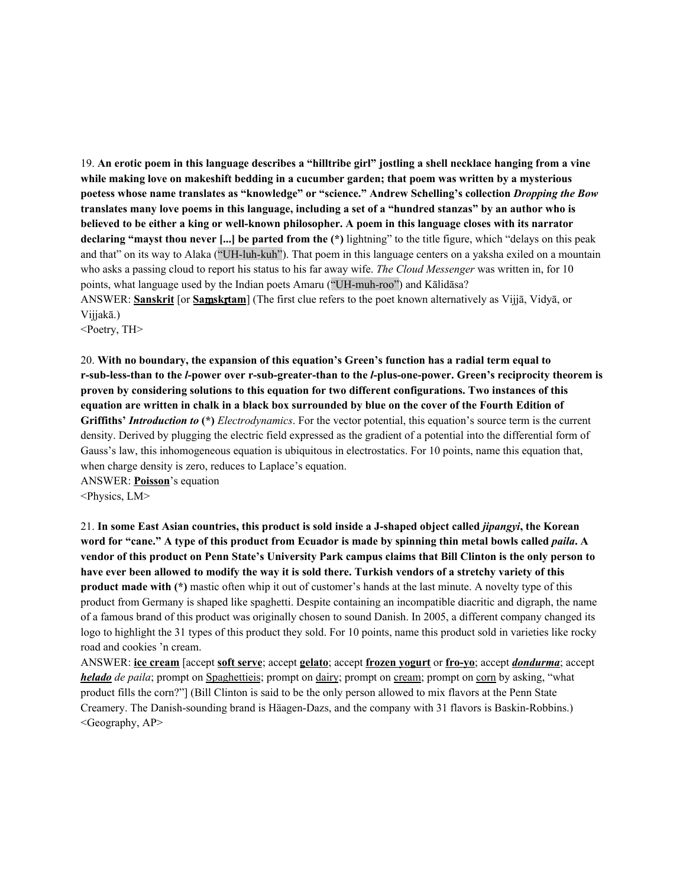19. **An erotic poem in this language describes a "hilltribe girl" jostling a shell necklace hanging from a vine while making love on makeshift bedding in a cucumber garden; that poem was written by a mysterious poetess whose name translates as "knowledge" or "science." Andrew Schelling's collection *Dropping the Bow* translates many love poems in this language, including a set of a "hundred stanzas" by an author who is believed to be either a king or well-known philosopher. A poem in this language closes with its narrator declaring "mayst thou never [...] be parted from the (*)** lightning" to the title figure, which "delays on this peak and that" on its way to Alaka ("UH-luh-kuh"). That poem in this language centers on a yaksha exiled on a mountain who asks a passing cloud to report his status to his far away wife. *The Cloud Messenger* was written in, for 10 points, what language used by the Indian poets Amaru ("UH-muh-roo") and Kālidāsa?

ANSWER: **<u>Sanskrit</u>** [or **<u>Saṃskṛtam</u>**] (The first clue refers to the poet known alternatively as Vijjā, Vidyā, or Vijjakā.)

<Poetry, TH>

20. **With no boundary, the expansion of this equation's Green's function has a radial term equal to r-sub-less-than to the *l*-power over r-sub-greater-than to the *l*-plus-one-power. Green's reciprocity theorem is proven by considering solutions to this equation for two different configurations. Two instances of this equation are written in chalk in a black box surrounded by blue on the cover of the Fourth Edition of Griffiths' *Introduction to* (*)** *Electrodynamics*. For the vector potential, this equation's source term is the current density. Derived by plugging the electric field expressed as the gradient of a potential into the differential form of Gauss's law, this inhomogeneous equation is ubiquitous in electrostatics. For 10 points, name this equation that, when charge density is zero, reduces to Laplace's equation.

ANSWER: **<u>Poisson</u>**'s equation

<Physics, LM>

21. **In some East Asian countries, this product is sold inside a J-shaped object called *jipangyi*, the Korean word for "cane." A type of this product from Ecuador is made by spinning thin metal bowls called *paila*. A vendor of this product on Penn State's University Park campus claims that Bill Clinton is the only person to have ever been allowed to modify the way it is sold there. Turkish vendors of a stretchy variety of this product made with (*)** mastic often whip it out of customer's hands at the last minute. A novelty type of this product from Germany is shaped like spaghetti. Despite containing an incompatible diacritic and digraph, the name of a famous brand of this product was originally chosen to sound Danish. In 2005, a different company changed its logo to highlight the 31 types of this product they sold. For 10 points, name this product sold in varieties like rocky road and cookies 'n cream.

ANSWER: **<u>ice cream</u>** [accept **<u>soft serve</u>**; accept **<u>gelato</u>**; accept **<u>frozen yogurt</u>** or **<u>fro-yo</u>**; accept ***<u>dondurma</u>***; accept ***<u>helado</u>*** *de paila*; prompt on <u>Spaghettieis</u>; prompt on <u>dairy</u>; prompt on <u>cream</u>; prompt on <u>corn</u> by asking, "what product fills the corn?"] (Bill Clinton is said to be the only person allowed to mix flavors at the Penn State Creamery. The Danish-sounding brand is Häagen-Dazs, and the company with 31 flavors is Baskin-Robbins.)

<Geography, AP>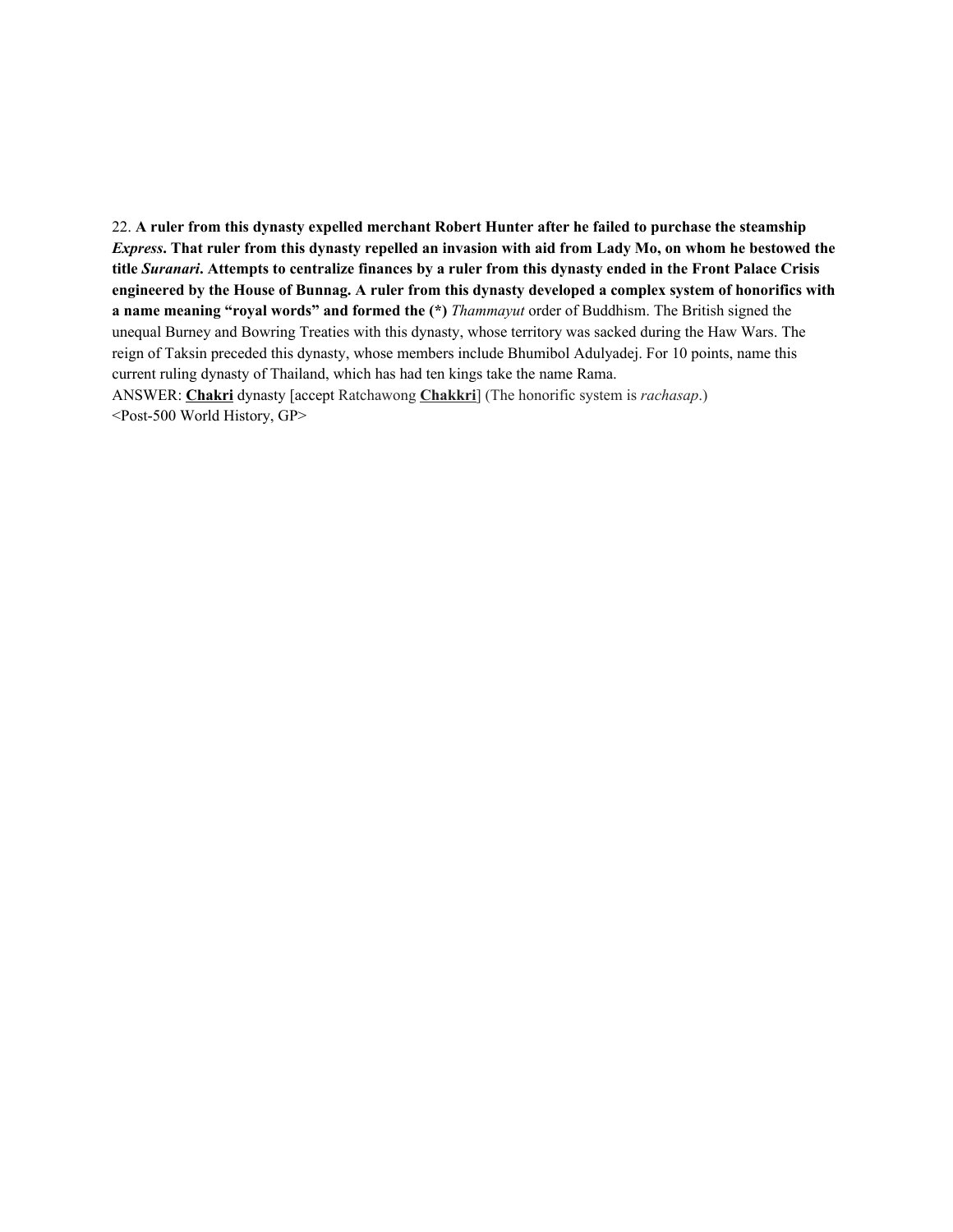22. **A ruler from this dynasty expelled merchant Robert Hunter after he failed to purchase the steamship *Express*. That ruler from this dynasty repelled an invasion with aid from Lady Mo, on whom he bestowed the title *Suranari*. Attempts to centralize finances by a ruler from this dynasty ended in the Front Palace Crisis engineered by the House of Bunnag. A ruler from this dynasty developed a complex system of honorifics with a name meaning "royal words" and formed the (*)** *Thammayut* order of Buddhism. The British signed the unequal Burney and Bowring Treaties with this dynasty, whose territory was sacked during the Haw Wars. The reign of Taksin preceded this dynasty, whose members include Bhumibol Adulyadej. For 10 points, name this current ruling dynasty of Thailand, which has had ten kings take the name Rama.

ANSWER: **<u>Chakri</u>** dynasty [accept Ratchawong **<u>Chakkri</u>**] (The honorific system is *rachasap*.)

<Post-500 World History, GP>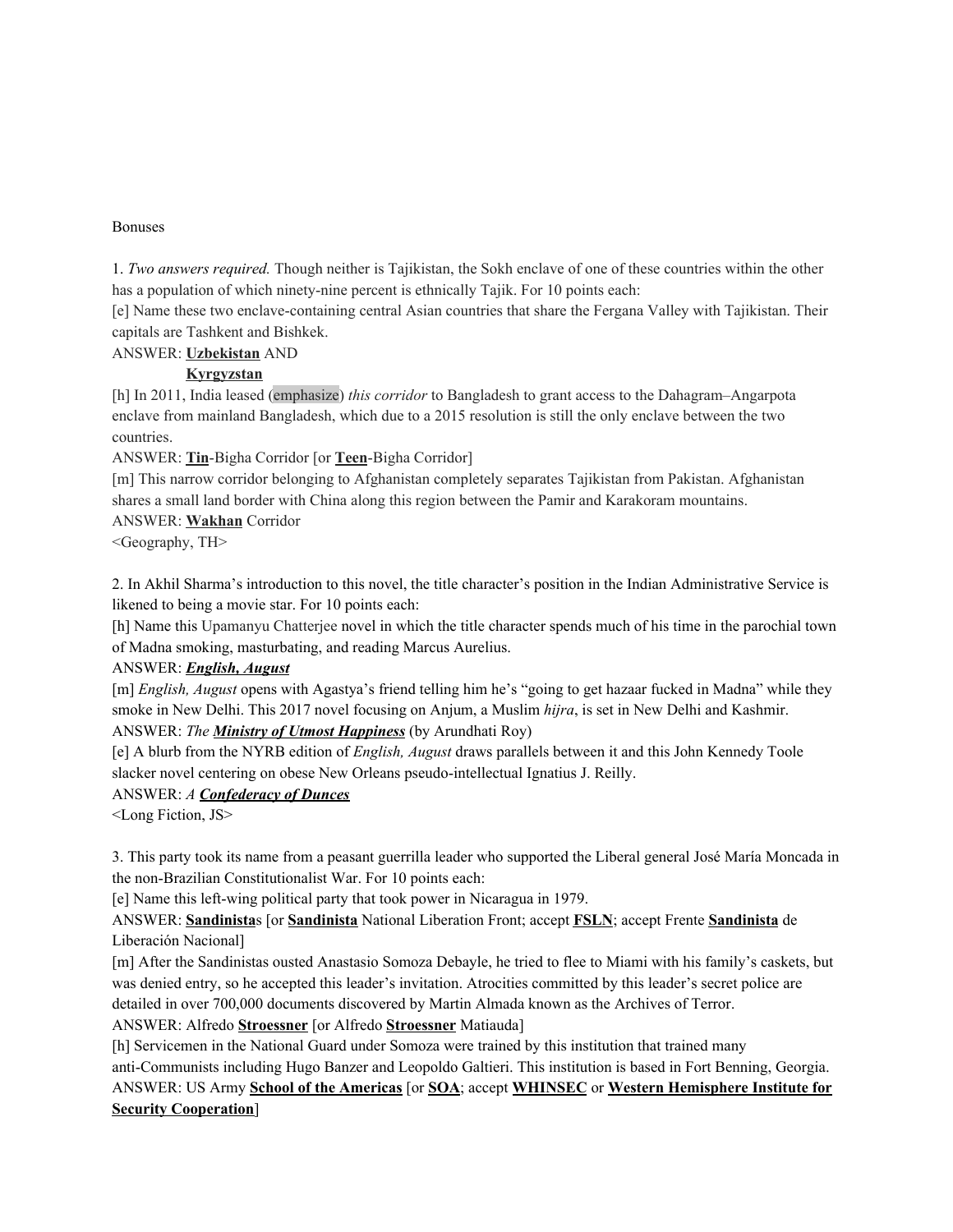Bonuses

1. *Two answers required.* Though neither is Tajikistan, the Sokh enclave of one of these countries within the other has a population of which ninety-nine percent is ethnically Tajik. For 10 points each:

[e] Name these two enclave-containing central Asian countries that share the Fergana Valley with Tajikistan. Their capitals are Tashkent and Bishkek.

ANSWER: **Uzbekistan** AND
**Kyrgyzstan**

[h] In 2011, India leased (emphasize) *this corridor* to Bangladesh to grant access to the Dahagram–Angarpota enclave from mainland Bangladesh, which due to a 2015 resolution is still the only enclave between the two countries.

ANSWER: **Tin**-Bigha Corridor [or **Teen**-Bigha Corridor]

[m] This narrow corridor belonging to Afghanistan completely separates Tajikistan from Pakistan. Afghanistan shares a small land border with China along this region between the Pamir and Karakoram mountains.

ANSWER: **Wakhan** Corridor

<Geography, TH>

2. In Akhil Sharma's introduction to this novel, the title character's position in the Indian Administrative Service is likened to being a movie star. For 10 points each:

[h] Name this Upamanyu Chatterjee novel in which the title character spends much of his time in the parochial town of Madna smoking, masturbating, and reading Marcus Aurelius.

ANSWER: ***English, August***

[m] *English, August* opens with Agastya's friend telling him he's "going to get hazaar fucked in Madna" while they smoke in New Delhi. This 2017 novel focusing on Anjum, a Muslim *hijra*, is set in New Delhi and Kashmir.

ANSWER: *The* ***Ministry of Utmost Happiness*** (by Arundhati Roy)

[e] A blurb from the NYRB edition of *English, August* draws parallels between it and this John Kennedy Toole slacker novel centering on obese New Orleans pseudo-intellectual Ignatius J. Reilly.

ANSWER: *A* ***Confederacy of Dunces***

<Long Fiction, JS>

3. This party took its name from a peasant guerrilla leader who supported the Liberal general José María Moncada in the non-Brazilian Constitutionalist War. For 10 points each:

[e] Name this left-wing political party that took power in Nicaragua in 1979.

ANSWER: **Sandinista**s [or **Sandinista** National Liberation Front; accept **FSLN**; accept Frente **Sandinista** de Liberación Nacional]

[m] After the Sandinistas ousted Anastasio Somoza Debayle, he tried to flee to Miami with his family's caskets, but was denied entry, so he accepted this leader's invitation. Atrocities committed by this leader's secret police are detailed in over 700,000 documents discovered by Martin Almada known as the Archives of Terror.

ANSWER: Alfredo **Stroessner** [or Alfredo **Stroessner** Matiauda]

[h] Servicemen in the National Guard under Somoza were trained by this institution that trained many anti-Communists including Hugo Banzer and Leopoldo Galtieri. This institution is based in Fort Benning, Georgia.

ANSWER: US Army **School of the Americas** [or **SOA**; accept **WHINSEC** or **Western Hemisphere Institute for Security Cooperation**]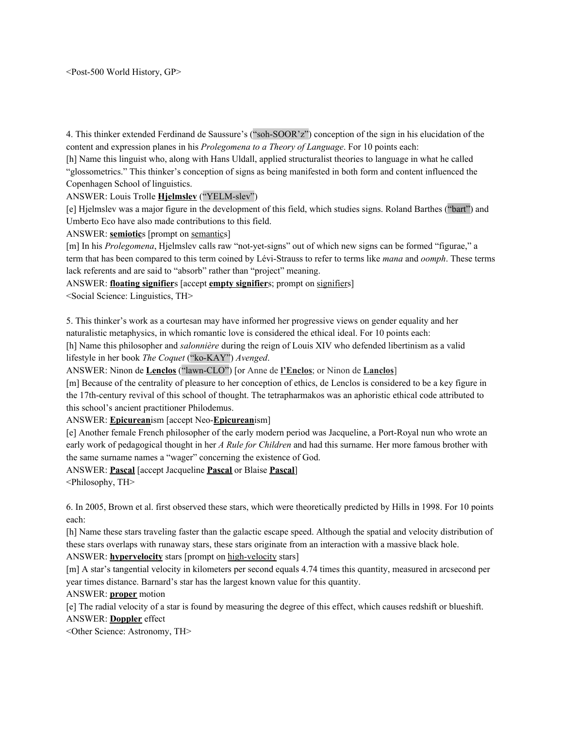<Post-500 World History, GP>

4. This thinker extended Ferdinand de Saussure's ("soh-SOOR'z") conception of the sign in his elucidation of the content and expression planes in his *Prolegomena to a Theory of Language*. For 10 points each:

[h] Name this linguist who, along with Hans Uldall, applied structuralist theories to language in what he called "glossometrics." This thinker's conception of signs as being manifested in both form and content influenced the Copenhagen School of linguistics.

ANSWER: Louis Trolle **Hjelmslev** ("YELM-slev")

[e] Hjelmslev was a major figure in the development of this field, which studies signs. Roland Barthes ("bart") and Umberto Eco have also made contributions to this field.

ANSWER: **semiotic**s [prompt on semantics]

[m] In his *Prolegomena*, Hjelmslev calls raw "not-yet-signs" out of which new signs can be formed "figurae," a term that has been compared to this term coined by Lévi-Strauss to refer to terms like *mana* and *oomph*. These terms lack referents and are said to "absorb" rather than "project" meaning.

ANSWER: **floating signifier**s [accept **empty signifier**s; prompt on signifiers]

<Social Science: Linguistics, TH>

5. This thinker's work as a courtesan may have informed her progressive views on gender equality and her naturalistic metaphysics, in which romantic love is considered the ethical ideal. For 10 points each:

[h] Name this philosopher and *salonnière* during the reign of Louis XIV who defended libertinism as a valid lifestyle in her book *The Coquet* ("ko-KAY") *Avenged*.

ANSWER: Ninon de **Lenclos** ("lawn-CLO") [or Anne de **l'Enclos**; or Ninon de **Lanclos**]

[m] Because of the centrality of pleasure to her conception of ethics, de Lenclos is considered to be a key figure in the 17th-century revival of this school of thought. The tetrapharmakos was an aphoristic ethical code attributed to this school's ancient practitioner Philodemus.

ANSWER: **Epicurean**ism [accept Neo-**Epicurean**ism]

[e] Another female French philosopher of the early modern period was Jacqueline, a Port-Royal nun who wrote an early work of pedagogical thought in her *A Rule for Children* and had this surname. Her more famous brother with the same surname names a "wager" concerning the existence of God.

ANSWER: **Pascal** [accept Jacqueline **Pascal** or Blaise **Pascal**]

<Philosophy, TH>

6. In 2005, Brown et al. first observed these stars, which were theoretically predicted by Hills in 1998. For 10 points each:

[h] Name these stars traveling faster than the galactic escape speed. Although the spatial and velocity distribution of these stars overlaps with runaway stars, these stars originate from an interaction with a massive black hole.

ANSWER: **hypervelocity** stars [prompt on high-velocity stars]

[m] A star's tangential velocity in kilometers per second equals 4.74 times this quantity, measured in arcsecond per year times distance. Barnard's star has the largest known value for this quantity.

ANSWER: **proper** motion

[e] The radial velocity of a star is found by measuring the degree of this effect, which causes redshift or blueshift.

ANSWER: **Doppler** effect

<Other Science: Astronomy, TH>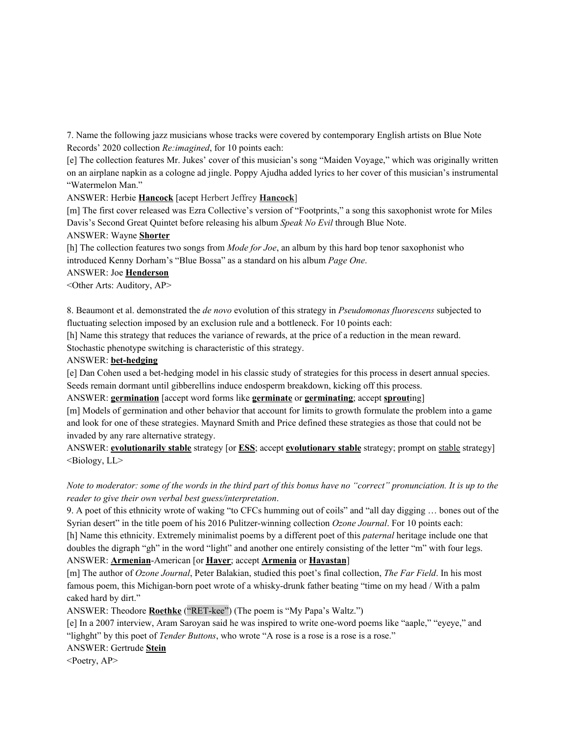7. Name the following jazz musicians whose tracks were covered by contemporary English artists on Blue Note Records' 2020 collection *Re:imagined*, for 10 points each:

[e] The collection features Mr. Jukes' cover of this musician's song "Maiden Voyage," which was originally written on an airplane napkin as a cologne ad jingle. Poppy Ajudha added lyrics to her cover of this musician's instrumental "Watermelon Man."

ANSWER: Herbie **Hancock** [acept Herbert Jeffrey **Hancock**]

[m] The first cover released was Ezra Collective's version of "Footprints," a song this saxophonist wrote for Miles Davis's Second Great Quintet before releasing his album *Speak No Evil* through Blue Note.

ANSWER: Wayne **Shorter**

[h] The collection features two songs from *Mode for Joe*, an album by this hard bop tenor saxophonist who introduced Kenny Dorham's "Blue Bossa" as a standard on his album *Page One*.

ANSWER: Joe **Henderson**

<Other Arts: Auditory, AP>

8. Beaumont et al. demonstrated the *de novo* evolution of this strategy in *Pseudomonas fluorescens* subjected to fluctuating selection imposed by an exclusion rule and a bottleneck. For 10 points each:

[h] Name this strategy that reduces the variance of rewards, at the price of a reduction in the mean reward. Stochastic phenotype switching is characteristic of this strategy.

ANSWER: **bet-hedging**

[e] Dan Cohen used a bet-hedging model in his classic study of strategies for this process in desert annual species. Seeds remain dormant until gibberellins induce endosperm breakdown, kicking off this process.

ANSWER: **germination** [accept word forms like **germinate** or **germinating**; accept **sprout**ing]

[m] Models of germination and other behavior that account for limits to growth formulate the problem into a game and look for one of these strategies. Maynard Smith and Price defined these strategies as those that could not be invaded by any rare alternative strategy.

ANSWER: **evolutionarily stable** strategy [or **ESS**; accept **evolutionary stable** strategy; prompt on stable strategy]

<Biology, LL>

*Note to moderator: some of the words in the third part of this bonus have no "correct" pronunciation. It is up to the reader to give their own verbal best guess/interpretation*.

9. A poet of this ethnicity wrote of waking "to CFCs humming out of coils" and "all day digging … bones out of the Syrian desert" in the title poem of his 2016 Pulitzer-winning collection *Ozone Journal*. For 10 points each:

[h] Name this ethnicity. Extremely minimalist poems by a different poet of this *paternal* heritage include one that doubles the digraph "gh" in the word "light" and another one entirely consisting of the letter "m" with four legs.

ANSWER: **Armenian**-American [or **Hayer**; accept **Armenia** or **Hayastan**]

[m] The author of *Ozone Journal*, Peter Balakian, studied this poet's final collection, *The Far Field*. In his most famous poem, this Michigan-born poet wrote of a whisky-drunk father beating "time on my head / With a palm caked hard by dirt."

ANSWER: Theodore **Roethke** ("RET-kee") (The poem is "My Papa's Waltz.")

[e] In a 2007 interview, Aram Saroyan said he was inspired to write one-word poems like "aaple," "eyeye," and "lighght" by this poet of *Tender Buttons*, who wrote "A rose is a rose is a rose is a rose."

ANSWER: Gertrude **Stein**

<Poetry, AP>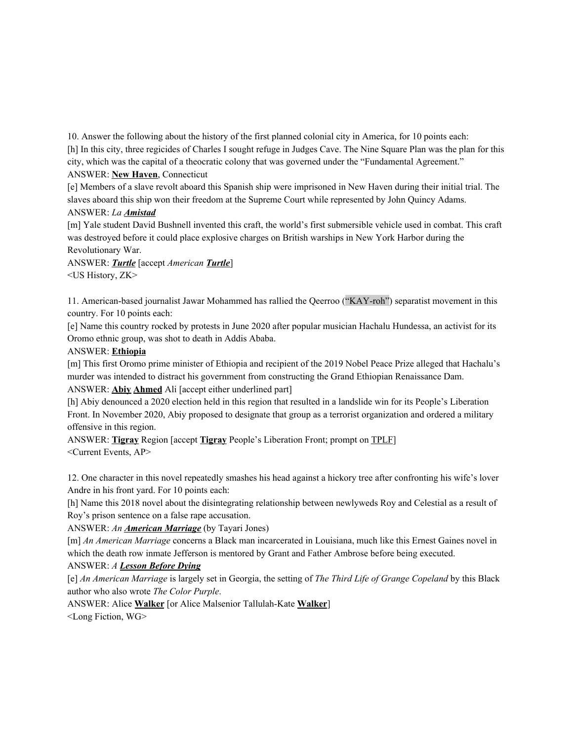10. Answer the following about the history of the first planned colonial city in America, for 10 points each:

[h] In this city, three regicides of Charles I sought refuge in Judges Cave. The Nine Square Plan was the plan for this city, which was the capital of a theocratic colony that was governed under the "Fundamental Agreement."

ANSWER: **New Haven**, Connecticut

[e] Members of a slave revolt aboard this Spanish ship were imprisoned in New Haven during their initial trial. The slaves aboard this ship won their freedom at the Supreme Court while represented by John Quincy Adams.

ANSWER: *La **Amistad***

[m] Yale student David Bushnell invented this craft, the world's first submersible vehicle used in combat. This craft was destroyed before it could place explosive charges on British warships in New York Harbor during the Revolutionary War.

ANSWER: ***Turtle*** [accept *American **Turtle***]

<US History, ZK>

11. American-based journalist Jawar Mohammed has rallied the Qeerroo ("KAY-roh") separatist movement in this country. For 10 points each:

[e] Name this country rocked by protests in June 2020 after popular musician Hachalu Hundessa, an activist for its Oromo ethnic group, was shot to death in Addis Ababa.

ANSWER: **Ethiopia**

[m] This first Oromo prime minister of Ethiopia and recipient of the 2019 Nobel Peace Prize alleged that Hachalu's murder was intended to distract his government from constructing the Grand Ethiopian Renaissance Dam.

ANSWER: **Abiy** **Ahmed** Ali [accept either underlined part]

[h] Abiy denounced a 2020 election held in this region that resulted in a landslide win for its People's Liberation Front. In November 2020, Abiy proposed to designate that group as a terrorist organization and ordered a military offensive in this region.

ANSWER: **Tigray** Region [accept **Tigray** People's Liberation Front; prompt on TPLF]

<Current Events, AP>

12. One character in this novel repeatedly smashes his head against a hickory tree after confronting his wife's lover Andre in his front yard. For 10 points each:

[h] Name this 2018 novel about the disintegrating relationship between newlyweds Roy and Celestial as a result of Roy's prison sentence on a false rape accusation.

ANSWER: *An **American Marriage*** (by Tayari Jones)

[m] *An American Marriage* concerns a Black man incarcerated in Louisiana, much like this Ernest Gaines novel in which the death row inmate Jefferson is mentored by Grant and Father Ambrose before being executed.

ANSWER: *A **Lesson Before Dying***

[e] *An American Marriage* is largely set in Georgia, the setting of *The Third Life of Grange Copeland* by this Black author who also wrote *The Color Purple*.

ANSWER: Alice **Walker** [or Alice Malsenior Tallulah-Kate **Walker**]

<Long Fiction, WG>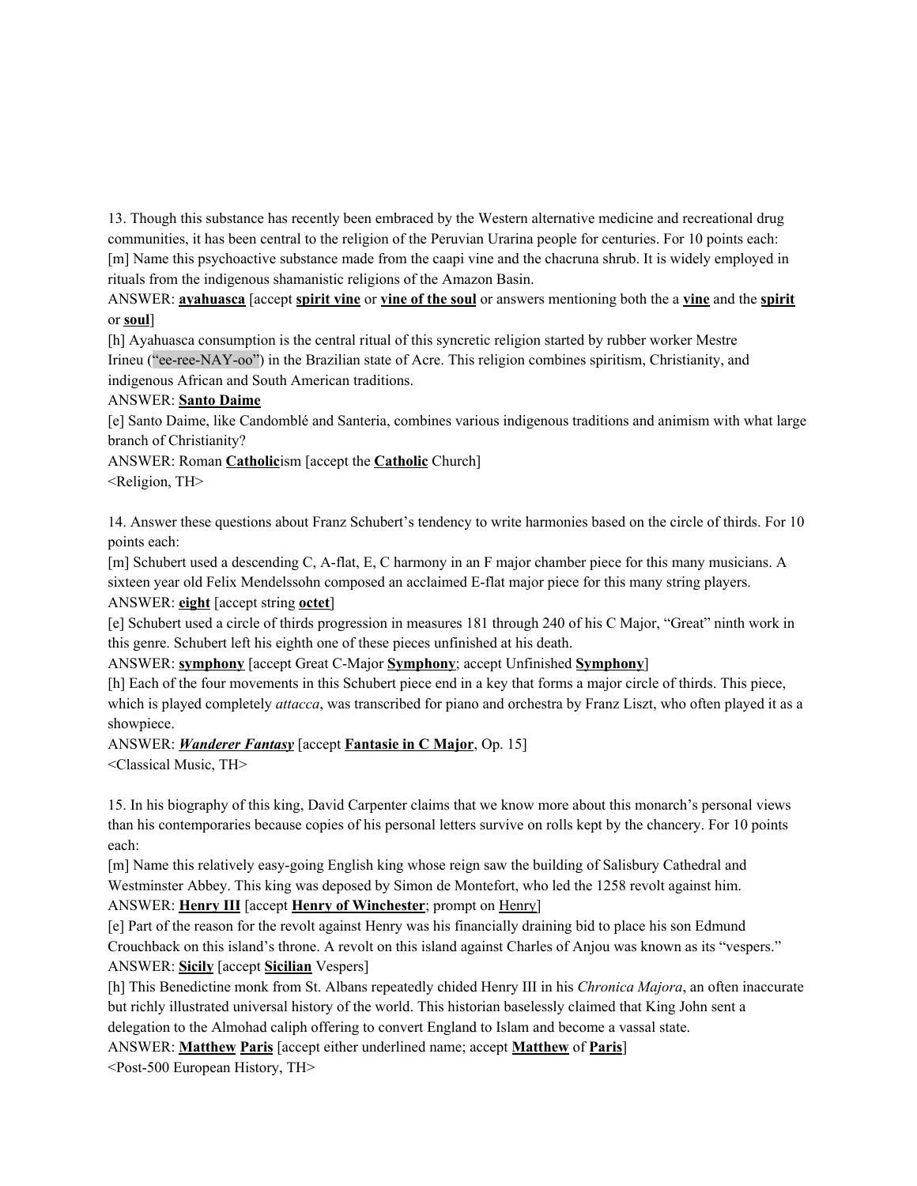13. Though this substance has recently been embraced by the Western alternative medicine and recreational drug communities, it has been central to the religion of the Peruvian Urarina people for centuries. For 10 points each:

[m] Name this psychoactive substance made from the caapi vine and the chacruna shrub. It is widely employed in rituals from the indigenous shamanistic religions of the Amazon Basin.

ANSWER: **ayahuasca** [accept **spirit vine** or **vine of the soul** or answers mentioning both the a **vine** and the **spirit** or **soul**]

[h] Ayahuasca consumption is the central ritual of this syncretic religion started by rubber worker Mestre Irineu ("ee-ree-NAY-oo") in the Brazilian state of Acre. This religion combines spiritism, Christianity, and indigenous African and South American traditions.

ANSWER: **Santo Daime**

[e] Santo Daime, like Candomblé and Santeria, combines various indigenous traditions and animism with what large branch of Christianity?

ANSWER: Roman **Catholic**ism [accept the **Catholic** Church]

<Religion, TH>

14. Answer these questions about Franz Schubert's tendency to write harmonies based on the circle of thirds. For 10 points each:

[m] Schubert used a descending C, A-flat, E, C harmony in an F major chamber piece for this many musicians. A sixteen year old Felix Mendelssohn composed an acclaimed E-flat major piece for this many string players.

ANSWER: **eight** [accept string **octet**]

[e] Schubert used a circle of thirds progression in measures 181 through 240 of his C Major, "Great" ninth work in this genre. Schubert left his eighth one of these pieces unfinished at his death.

ANSWER: **symphony** [accept Great C-Major **Symphony**; accept Unfinished **Symphony**]

[h] Each of the four movements in this Schubert piece end in a key that forms a major circle of thirds. This piece, which is played completely *attacca*, was transcribed for piano and orchestra by Franz Liszt, who often played it as a showpiece.

ANSWER: ***Wanderer Fantasy*** [accept **Fantasie in C Major**, Op. 15]

<Classical Music, TH>

15. In his biography of this king, David Carpenter claims that we know more about this monarch's personal views than his contemporaries because copies of his personal letters survive on rolls kept by the chancery. For 10 points each:

[m] Name this relatively easy-going English king whose reign saw the building of Salisbury Cathedral and Westminster Abbey. This king was deposed by Simon de Montefort, who led the 1258 revolt against him.

ANSWER: **Henry III** [accept **Henry of Winchester**; prompt on Henry]

[e] Part of the reason for the revolt against Henry was his financially draining bid to place his son Edmund Crouchback on this island's throne. A revolt on this island against Charles of Anjou was known as its "vespers."

ANSWER: **Sicily** [accept **Sicilian** Vespers]

[h] This Benedictine monk from St. Albans repeatedly chided Henry III in his *Chronica Majora*, an often inaccurate but richly illustrated universal history of the world. This historian baselessly claimed that King John sent a delegation to the Almohad caliph offering to convert England to Islam and become a vassal state.

ANSWER: **Matthew** **Paris** [accept either underlined name; accept **Matthew** of **Paris**]

<Post-500 European History, TH>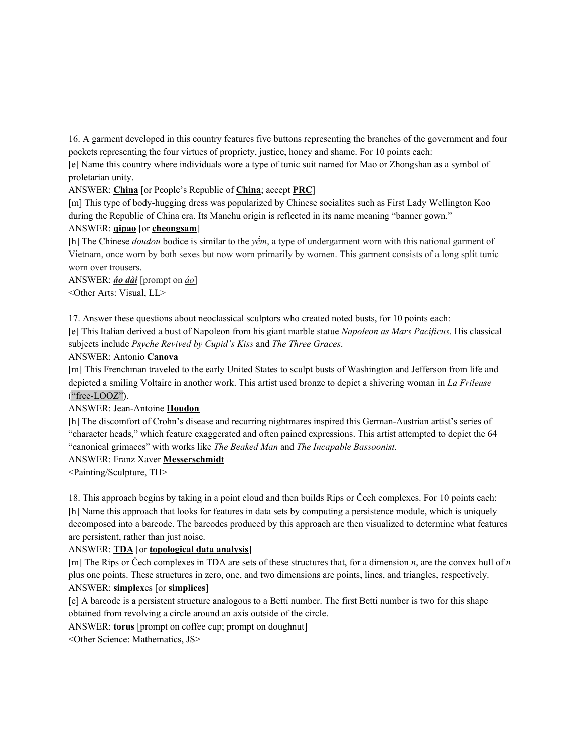16. A garment developed in this country features five buttons representing the branches of the government and four pockets representing the four virtues of propriety, justice, honey and shame. For 10 points each:

[e] Name this country where individuals wore a type of tunic suit named for Mao or Zhongshan as a symbol of proletarian unity.

ANSWER: **<u>China</u>** [or People's Republic of **<u>China</u>**; accept **<u>PRC</u>**]

[m] This type of body-hugging dress was popularized by Chinese socialites such as First Lady Wellington Koo during the Republic of China era. Its Manchu origin is reflected in its name meaning "banner gown."

ANSWER: **<u>qipao</u>** [or **<u>cheongsam</u>**]

[h] The Chinese *doudou* bodice is similar to the *yếm*, a type of undergarment worn with this national garment of Vietnam, once worn by both sexes but now worn primarily by women. This garment consists of a long split tunic worn over trousers.

ANSWER: ***<u>áo dài</u>*** [prompt on *<u>áo</u>*]

<Other Arts: Visual, LL>

17. Answer these questions about neoclassical sculptors who created noted busts, for 10 points each:

[e] This Italian derived a bust of Napoleon from his giant marble statue *Napoleon as Mars Pacificus*. His classical subjects include *Psyche Revived by Cupid's Kiss* and *The Three Graces*.

ANSWER: Antonio **<u>Canova</u>**

[m] This Frenchman traveled to the early United States to sculpt busts of Washington and Jefferson from life and depicted a smiling Voltaire in another work. This artist used bronze to depict a shivering woman in *La Frileuse* ("free-LOOZ").

ANSWER: Jean-Antoine **<u>Houdon</u>**

[h] The discomfort of Crohn's disease and recurring nightmares inspired this German-Austrian artist's series of "character heads," which feature exaggerated and often pained expressions. This artist attempted to depict the 64 "canonical grimaces" with works like *The Beaked Man* and *The Incapable Bassoonist*.

ANSWER: Franz Xaver **<u>Messerschmidt</u>**

<Painting/Sculpture, TH>

18. This approach begins by taking in a point cloud and then builds Rips or Čech complexes. For 10 points each:

[h] Name this approach that looks for features in data sets by computing a persistence module, which is uniquely decomposed into a barcode. The barcodes produced by this approach are then visualized to determine what features are persistent, rather than just noise.

ANSWER: **<u>TDA</u>** [or **<u>topological data analysis</u>**]

[m] The Rips or Čech complexes in TDA are sets of these structures that, for a dimension $n$, are the convex hull of $n$ plus one points. These structures in zero, one, and two dimensions are points, lines, and triangles, respectively.

ANSWER: **<u>simplex</u>**es [or **<u>simplices</u>**]

[e] A barcode is a persistent structure analogous to a Betti number. The first Betti number is two for this shape obtained from revolving a circle around an axis outside of the circle.

ANSWER: **<u>torus</u>** [prompt on <u>coffee cup</u>; prompt on <u>doughnut</u>]

<Other Science: Mathematics, JS>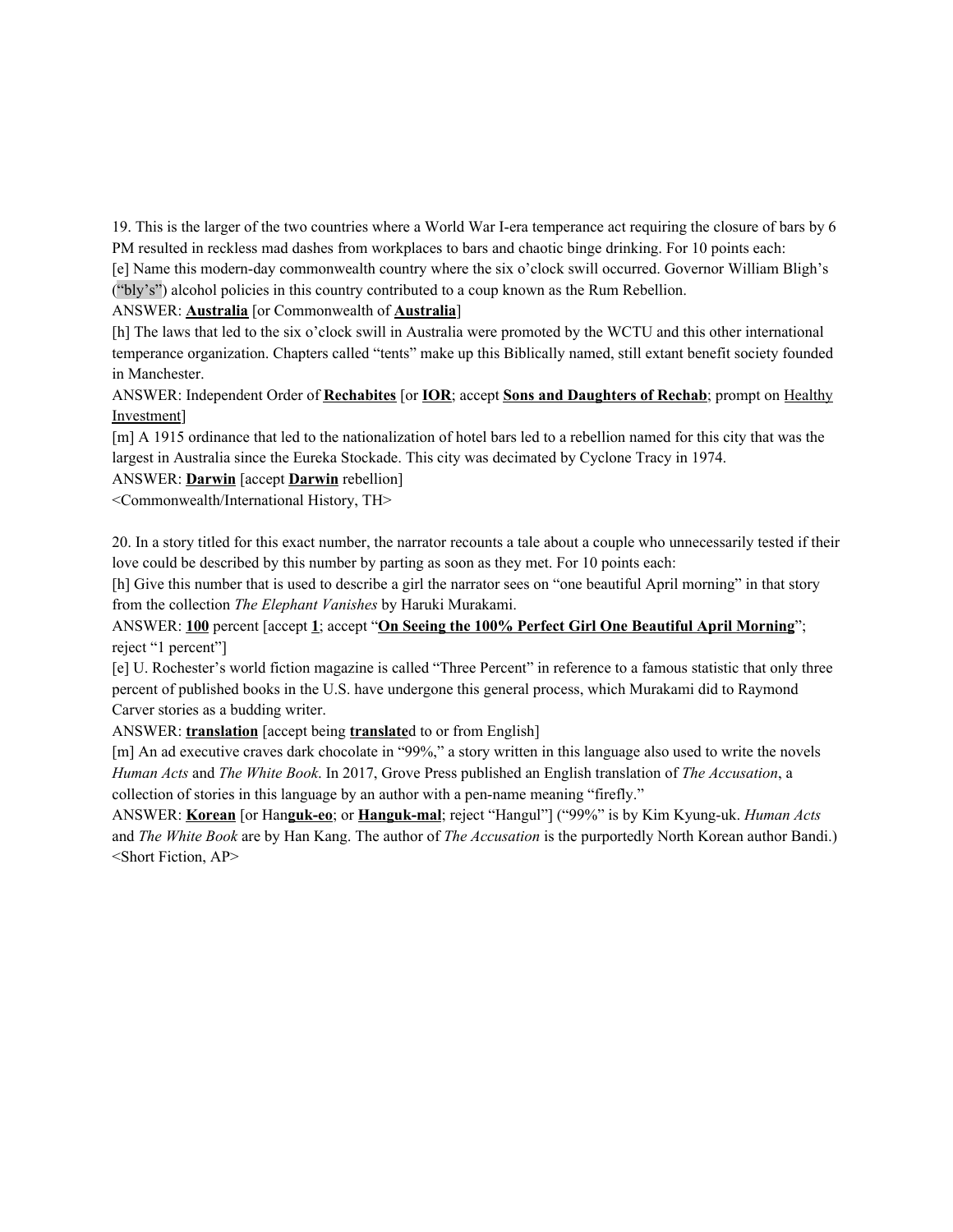19. This is the larger of the two countries where a World War I-era temperance act requiring the closure of bars by 6 PM resulted in reckless mad dashes from workplaces to bars and chaotic binge drinking. For 10 points each:

[e] Name this modern-day commonwealth country where the six o'clock swill occurred. Governor William Bligh's ("bly's") alcohol policies in this country contributed to a coup known as the Rum Rebellion.

ANSWER: **<u>Australia</u>** [or Commonwealth of **<u>Australia</u>**]

[h] The laws that led to the six o'clock swill in Australia were promoted by the WCTU and this other international temperance organization. Chapters called "tents" make up this Biblically named, still extant benefit society founded in Manchester.

ANSWER: Independent Order of **<u>Rechabites</u>** [or **<u>IOR</u>**; accept **<u>Sons and Daughters of Rechab</u>**; prompt on <u>Healthy Investment</u>]

[m] A 1915 ordinance that led to the nationalization of hotel bars led to a rebellion named for this city that was the largest in Australia since the Eureka Stockade. This city was decimated by Cyclone Tracy in 1974.

ANSWER: **<u>Darwin</u>** [accept **<u>Darwin</u>** rebellion]

<Commonwealth/International History, TH>

20. In a story titled for this exact number, the narrator recounts a tale about a couple who unnecessarily tested if their love could be described by this number by parting as soon as they met. For 10 points each:

[h] Give this number that is used to describe a girl the narrator sees on "one beautiful April morning" in that story from the collection *The Elephant Vanishes* by Haruki Murakami.

ANSWER: **<u>100</u>** percent [accept **<u>1</u>**; accept "**<u>On Seeing the 100% Perfect Girl One Beautiful April Morning</u>**"; reject "1 percent"]

[e] U. Rochester's world fiction magazine is called "Three Percent" in reference to a famous statistic that only three percent of published books in the U.S. have undergone this general process, which Murakami did to Raymond Carver stories as a budding writer.

ANSWER: **<u>translation</u>** [accept being **<u>translate</u>**d to or from English]

[m] An ad executive craves dark chocolate in "99%," a story written in this language also used to write the novels *Human Acts* and *The White Book*. In 2017, Grove Press published an English translation of *The Accusation*, a collection of stories in this language by an author with a pen-name meaning "firefly."

ANSWER: **<u>Korean</u>** [or Han**<u>guk-eo</u>**; or **<u>Hanguk-mal</u>**; reject "Hangul"] ("99%" is by Kim Kyung-uk. *Human Acts* and *The White Book* are by Han Kang. The author of *The Accusation* is the purportedly North Korean author Bandi.)

<Short Fiction, AP>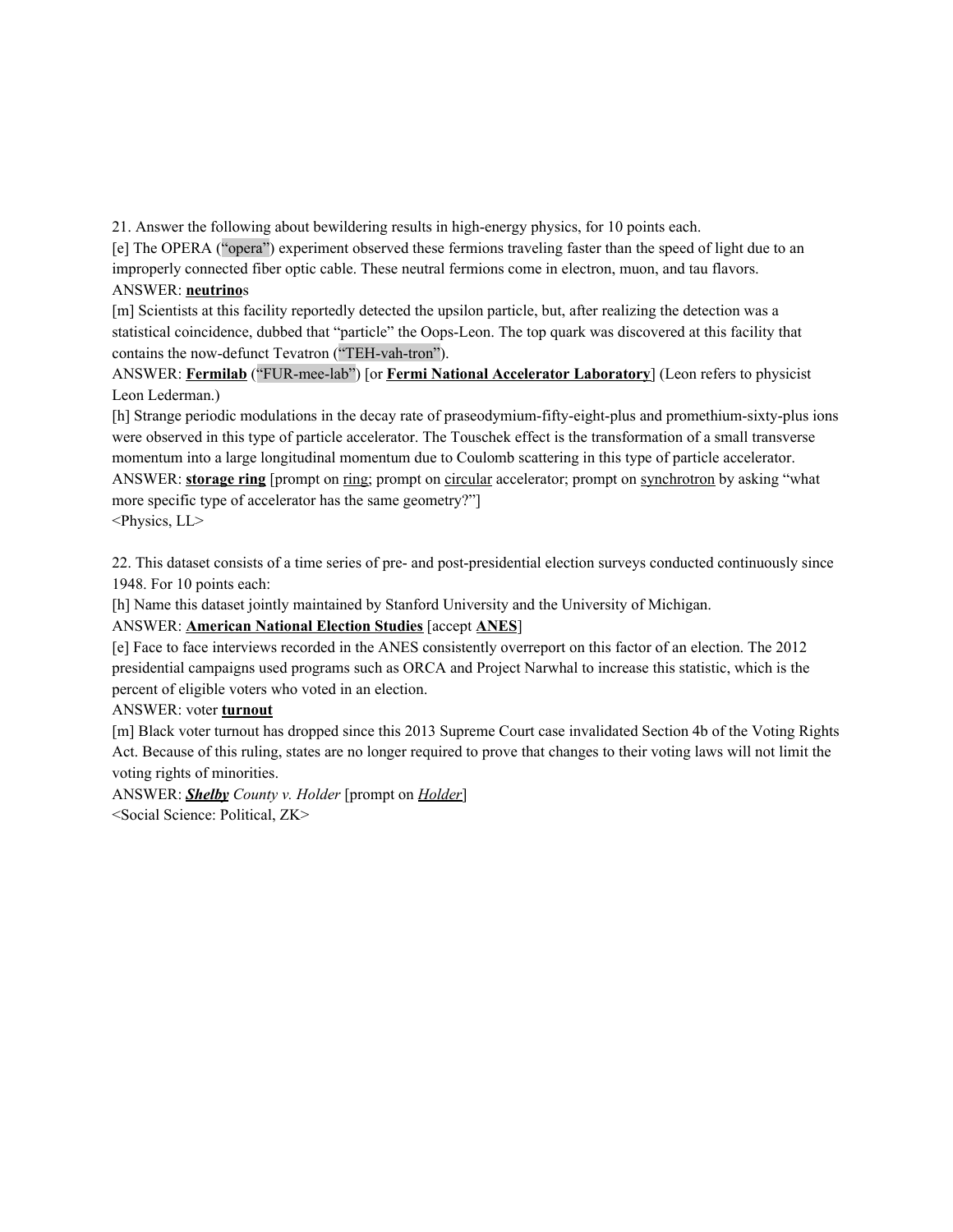21. Answer the following about bewildering results in high-energy physics, for 10 points each.

[e] The OPERA ("opera") experiment observed these fermions traveling faster than the speed of light due to an improperly connected fiber optic cable. These neutral fermions come in electron, muon, and tau flavors.

ANSWER: **neutrino**s

[m] Scientists at this facility reportedly detected the upsilon particle, but, after realizing the detection was a statistical coincidence, dubbed that "particle" the Oops-Leon. The top quark was discovered at this facility that contains the now-defunct Tevatron ("TEH-vah-tron").

ANSWER: **Fermilab** ("FUR-mee-lab") [or **Fermi National Accelerator Laboratory**] (Leon refers to physicist Leon Lederman.)

[h] Strange periodic modulations in the decay rate of praseodymium-fifty-eight-plus and promethium-sixty-plus ions were observed in this type of particle accelerator. The Touschek effect is the transformation of a small transverse momentum into a large longitudinal momentum due to Coulomb scattering in this type of particle accelerator.

ANSWER: **storage ring** [prompt on ring; prompt on circular accelerator; prompt on synchrotron by asking "what more specific type of accelerator has the same geometry?"]

<Physics, LL>

22. This dataset consists of a time series of pre- and post-presidential election surveys conducted continuously since 1948. For 10 points each:

[h] Name this dataset jointly maintained by Stanford University and the University of Michigan.

ANSWER: **American National Election Studies** [accept **ANES**]

[e] Face to face interviews recorded in the ANES consistently overreport on this factor of an election. The 2012 presidential campaigns used programs such as ORCA and Project Narwhal to increase this statistic, which is the percent of eligible voters who voted in an election.

ANSWER: voter **turnout**

[m] Black voter turnout has dropped since this 2013 Supreme Court case invalidated Section 4b of the Voting Rights Act. Because of this ruling, states are no longer required to prove that changes to their voting laws will not limit the voting rights of minorities.

ANSWER: ***Shelby*** *County v. Holder* [prompt on *Holder*]

<Social Science: Political, ZK>